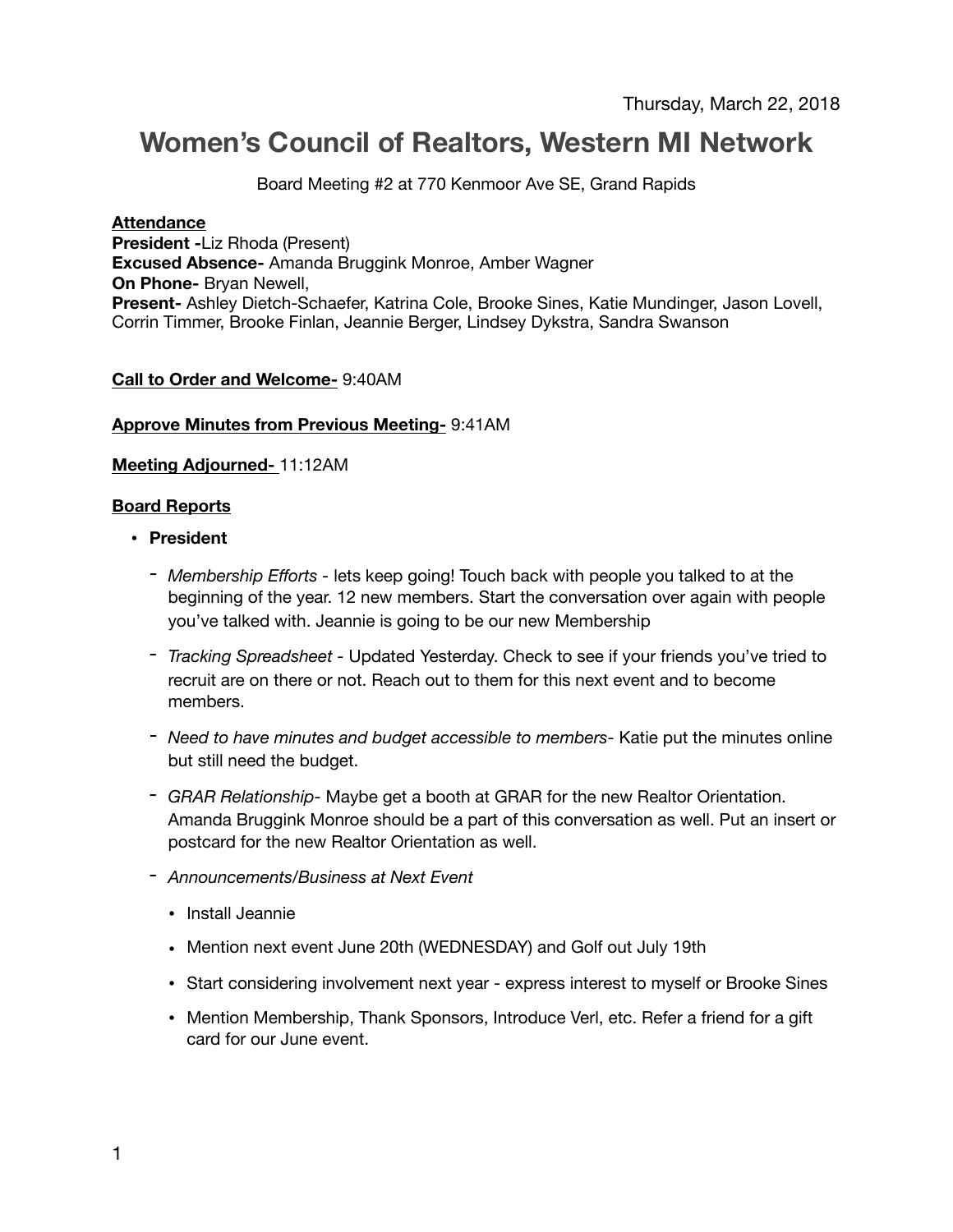Thursday, March 22, 2018

# Women's Council of Realtors, Western MI Network

Board Meeting #2 at 770 Kenmoor Ave SE, Grand Rapids

**Attendance**
**President -**Liz Rhoda (Present)
**Excused Absence-** Amanda Bruggink Monroe, Amber Wagner
**On Phone-** Bryan Newell,
**Present-** Ashley Dietch-Schaefer, Katrina Cole, Brooke Sines, Katie Mundinger, Jason Lovell, Corrin Timmer, Brooke Finlan, Jeannie Berger, Lindsey Dykstra, Sandra Swanson

**Call to Order and Welcome-** 9:40AM

**Approve Minutes from Previous Meeting-** 9:41AM

**Meeting Adjourned-** 11:12AM

**Board Reports**

- **President**
  - *Membership Efforts* - lets keep going! Touch back with people you talked to at the beginning of the year. 12 new members. Start the conversation over again with people you've talked with. Jeannie is going to be our new Membership
  - *Tracking Spreadsheet* - Updated Yesterday. Check to see if your friends you've tried to recruit are on there or not. Reach out to them for this next event and to become members.
  - *Need to have minutes and budget accessible to members*- Katie put the minutes online but still need the budget.
  - *GRAR Relationship*- Maybe get a booth at GRAR for the new Realtor Orientation. Amanda Bruggink Monroe should be a part of this conversation as well. Put an insert or postcard for the new Realtor Orientation as well.
  - *Announcements/Business at Next Event*
    - Install Jeannie
    - Mention next event June 20th (WEDNESDAY) and Golf out July 19th
    - Start considering involvement next year - express interest to myself or Brooke Sines
    - Mention Membership, Thank Sponsors, Introduce Verl, etc. Refer a friend for a gift card for our June event.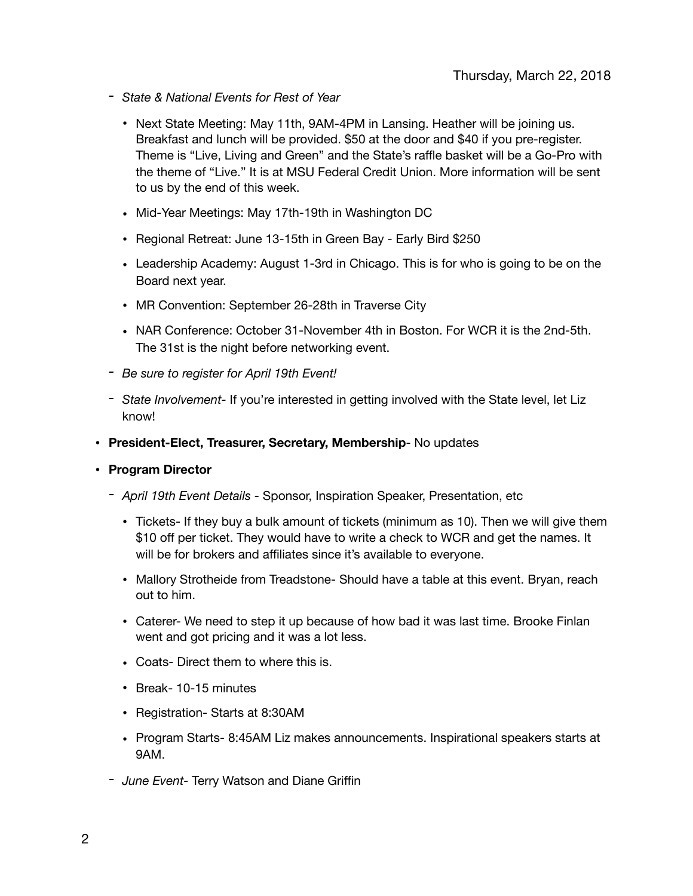Thursday, March 22, 2018

- *State & National Events for Rest of Year*
    - Next State Meeting: May 11th, 9AM-4PM in Lansing. Heather will be joining us. Breakfast and lunch will be provided. $50 at the door and $40 if you pre-register. Theme is "Live, Living and Green" and the State's raffle basket will be a Go-Pro with the theme of "Live." It is at MSU Federal Credit Union. More information will be sent to us by the end of this week.
    - Mid-Year Meetings: May 17th-19th in Washington DC
    - Regional Retreat: June 13-15th in Green Bay - Early Bird $250
    - Leadership Academy: August 1-3rd in Chicago. This is for who is going to be on the Board next year.
    - MR Convention: September 26-28th in Traverse City
    - NAR Conference: October 31-November 4th in Boston. For WCR it is the 2nd-5th. The 31st is the night before networking event.
- *Be sure to register for April 19th Event!*
- *State Involvement*- If you're interested in getting involved with the State level, let Liz know!

- **President-Elect, Treasurer, Secretary, Membership**- No updates
- **Program Director**
    - *April 19th Event Details* - Sponsor, Inspiration Speaker, Presentation, etc
        - Tickets- If they buy a bulk amount of tickets (minimum as 10). Then we will give them $10 off per ticket. They would have to write a check to WCR and get the names. It will be for brokers and affiliates since it's available to everyone.
        - Mallory Strotheide from Treadstone- Should have a table at this event. Bryan, reach out to him.
        - Caterer- We need to step it up because of how bad it was last time. Brooke Finlan went and got pricing and it was a lot less.
        - Coats- Direct them to where this is.
        - Break- 10-15 minutes
        - Registration- Starts at 8:30AM
        - Program Starts- 8:45AM Liz makes announcements. Inspirational speakers starts at 9AM.
    - *June Event*- Terry Watson and Diane Griffin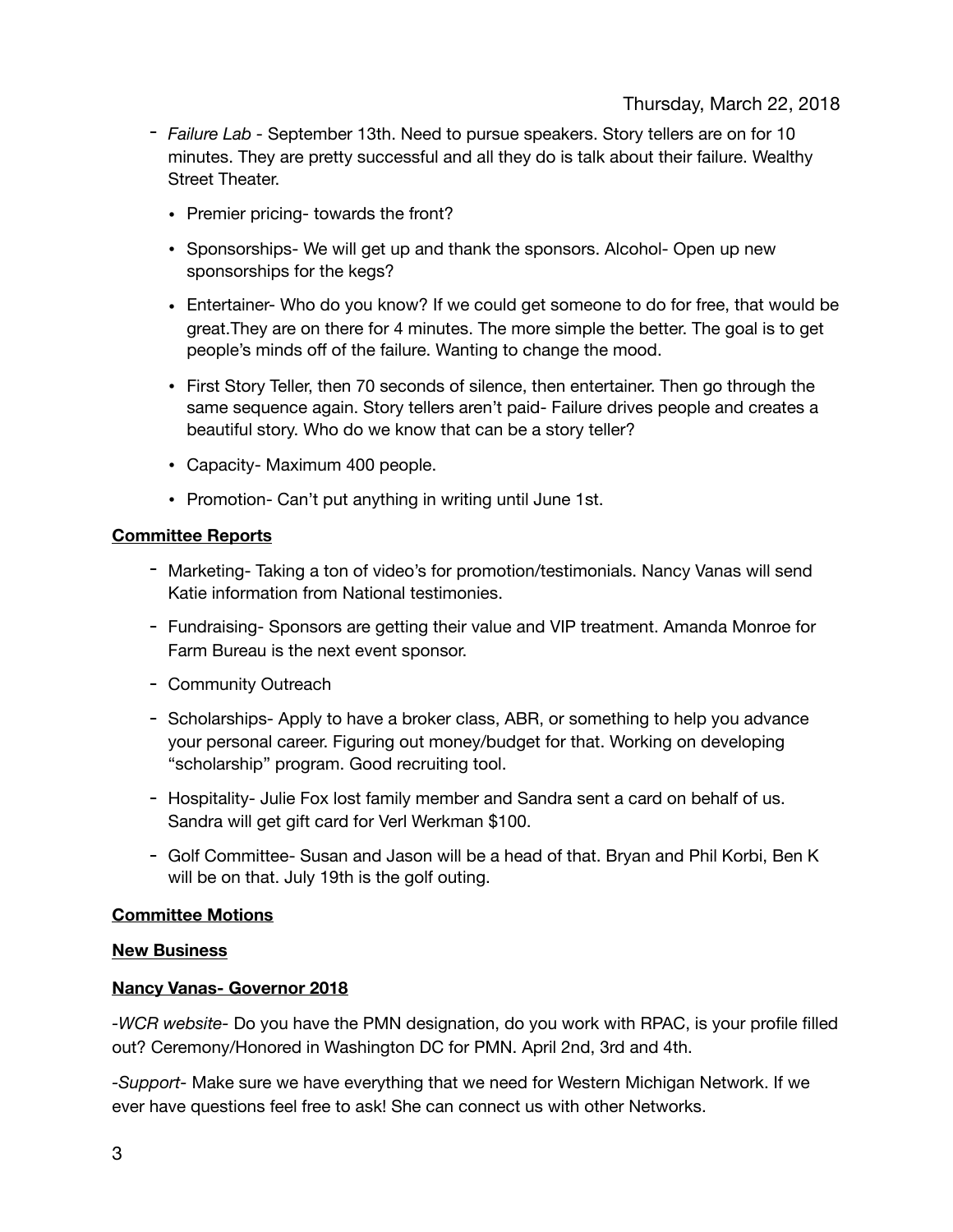- *Failure Lab* - September 13th. Need to pursue speakers. Story tellers are on for 10 minutes. They are pretty successful and all they do is talk about their failure. Wealthy Street Theater.
    - Premier pricing- towards the front?
    - Sponsorships- We will get up and thank the sponsors. Alcohol- Open up new sponsorships for the kegs?
    - Entertainer- Who do you know? If we could get someone to do for free, that would be great.They are on there for 4 minutes. The more simple the better. The goal is to get people's minds off of the failure. Wanting to change the mood.
    - First Story Teller, then 70 seconds of silence, then entertainer. Then go through the same sequence again. Story tellers aren't paid- Failure drives people and creates a beautiful story. Who do we know that can be a story teller?
    - Capacity- Maximum 400 people.
    - Promotion- Can't put anything in writing until June 1st.

**Committee Reports**

- Marketing- Taking a ton of video's for promotion/testimonials. Nancy Vanas will send Katie information from National testimonies.
- Fundraising- Sponsors are getting their value and VIP treatment. Amanda Monroe for Farm Bureau is the next event sponsor.
- Community Outreach
- Scholarships- Apply to have a broker class, ABR, or something to help you advance your personal career. Figuring out money/budget for that. Working on developing "scholarship" program. Good recruiting tool.
- Hospitality- Julie Fox lost family member and Sandra sent a card on behalf of us. Sandra will get gift card for Verl Werkman $100.
- Golf Committee- Susan and Jason will be a head of that. Bryan and Phil Korbi, Ben K will be on that. July 19th is the golf outing.

**Committee Motions**

**New Business**

**Nancy Vanas- Governor 2018**

-*WCR website*- Do you have the PMN designation, do you work with RPAC, is your profile filled out? Ceremony/Honored in Washington DC for PMN. April 2nd, 3rd and 4th.

-*Support*- Make sure we have everything that we need for Western Michigan Network. If we ever have questions feel free to ask! She can connect us with other Networks.